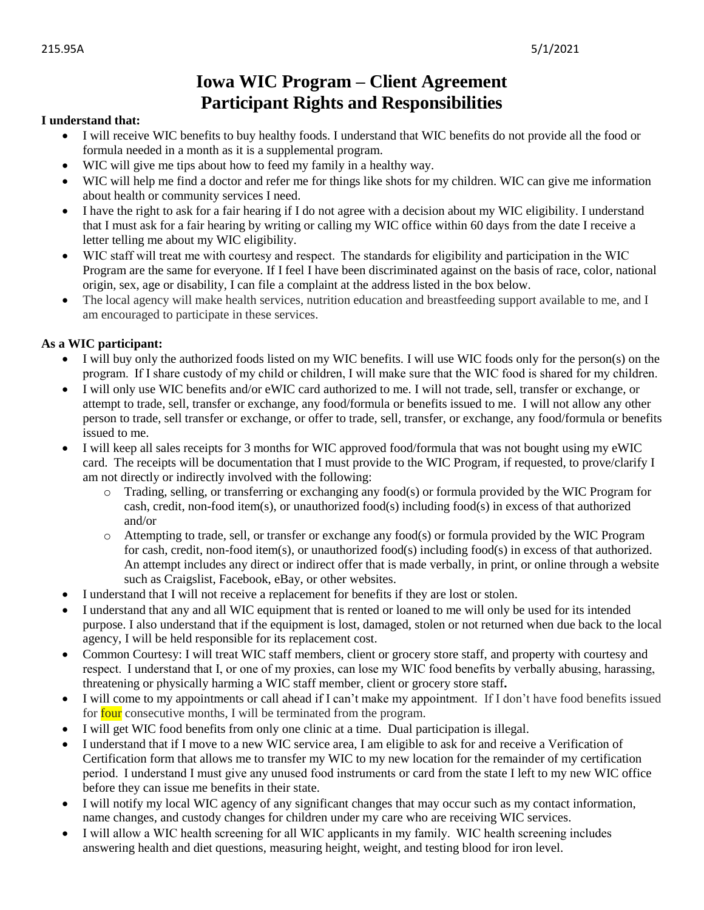215.95A 5/1/2021

# Iowa WIC Program – Client Agreement
# Participant Rights and Responsibilities

**I understand that:**

- I will receive WIC benefits to buy healthy foods. I understand that WIC benefits do not provide all the food or formula needed in a month as it is a supplemental program.
- WIC will give me tips about how to feed my family in a healthy way.
- WIC will help me find a doctor and refer me for things like shots for my children. WIC can give me information about health or community services I need.
- I have the right to ask for a fair hearing if I do not agree with a decision about my WIC eligibility. I understand that I must ask for a fair hearing by writing or calling my WIC office within 60 days from the date I receive a letter telling me about my WIC eligibility.
- WIC staff will treat me with courtesy and respect. The standards for eligibility and participation in the WIC Program are the same for everyone. If I feel I have been discriminated against on the basis of race, color, national origin, sex, age or disability, I can file a complaint at the address listed in the box below.
- The local agency will make health services, nutrition education and breastfeeding support available to me, and I am encouraged to participate in these services.

**As a WIC participant:**

- I will buy only the authorized foods listed on my WIC benefits. I will use WIC foods only for the person(s) on the program. If I share custody of my child or children, I will make sure that the WIC food is shared for my children.
- I will only use WIC benefits and/or eWIC card authorized to me. I will not trade, sell, transfer or exchange, or attempt to trade, sell, transfer or exchange, any food/formula or benefits issued to me. I will not allow any other person to trade, sell transfer or exchange, or offer to trade, sell, transfer, or exchange, any food/formula or benefits issued to me.
- I will keep all sales receipts for 3 months for WIC approved food/formula that was not bought using my eWIC card. The receipts will be documentation that I must provide to the WIC Program, if requested, to prove/clarify I am not directly or indirectly involved with the following:
  - Trading, selling, or transferring or exchanging any food(s) or formula provided by the WIC Program for cash, credit, non-food item(s), or unauthorized food(s) including food(s) in excess of that authorized and/or
  - Attempting to trade, sell, or transfer or exchange any food(s) or formula provided by the WIC Program for cash, credit, non-food item(s), or unauthorized food(s) including food(s) in excess of that authorized. An attempt includes any direct or indirect offer that is made verbally, in print, or online through a website such as Craigslist, Facebook, eBay, or other websites.
- I understand that I will not receive a replacement for benefits if they are lost or stolen.
- I understand that any and all WIC equipment that is rented or loaned to me will only be used for its intended purpose. I also understand that if the equipment is lost, damaged, stolen or not returned when due back to the local agency, I will be held responsible for its replacement cost.
- Common Courtesy: I will treat WIC staff members, client or grocery store staff, and property with courtesy and respect. I understand that I, or one of my proxies, can lose my WIC food benefits by verbally abusing, harassing, threatening or physically harming a WIC staff member, client or grocery store staff**.**
- I will come to my appointments or call ahead if I can't make my appointment. If I don't have food benefits issued for four consecutive months, I will be terminated from the program.
- I will get WIC food benefits from only one clinic at a time. Dual participation is illegal.
- I understand that if I move to a new WIC service area, I am eligible to ask for and receive a Verification of Certification form that allows me to transfer my WIC to my new location for the remainder of my certification period. I understand I must give any unused food instruments or card from the state I left to my new WIC office before they can issue me benefits in their state.
- I will notify my local WIC agency of any significant changes that may occur such as my contact information, name changes, and custody changes for children under my care who are receiving WIC services.
- I will allow a WIC health screening for all WIC applicants in my family. WIC health screening includes answering health and diet questions, measuring height, weight, and testing blood for iron level.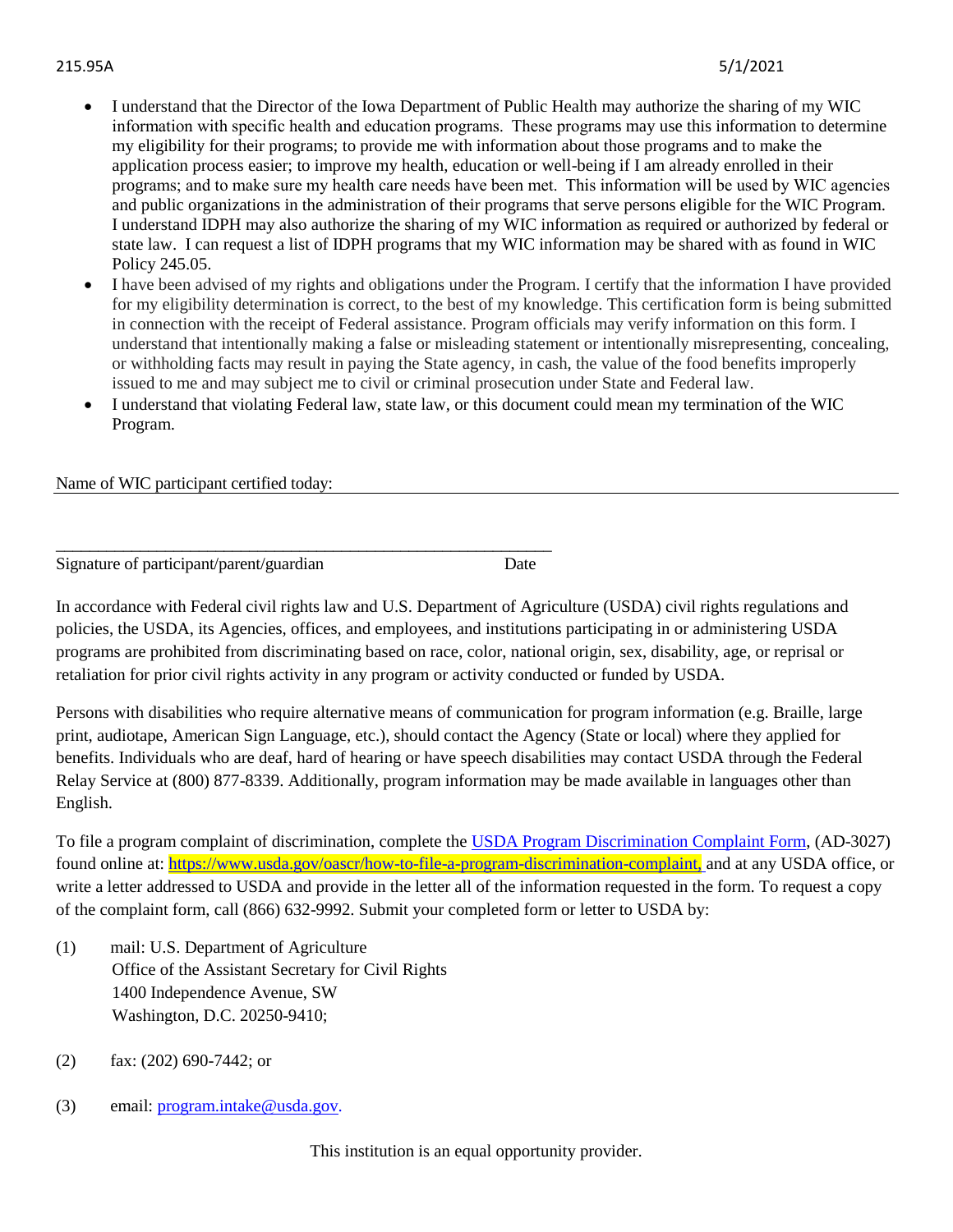- I understand that the Director of the Iowa Department of Public Health may authorize the sharing of my WIC information with specific health and education programs. These programs may use this information to determine my eligibility for their programs; to provide me with information about those programs and to make the application process easier; to improve my health, education or well-being if I am already enrolled in their programs; and to make sure my health care needs have been met. This information will be used by WIC agencies and public organizations in the administration of their programs that serve persons eligible for the WIC Program. I understand IDPH may also authorize the sharing of my WIC information as required or authorized by federal or state law. I can request a list of IDPH programs that my WIC information may be shared with as found in WIC Policy 245.05.
- I have been advised of my rights and obligations under the Program. I certify that the information I have provided for my eligibility determination is correct, to the best of my knowledge. This certification form is being submitted in connection with the receipt of Federal assistance. Program officials may verify information on this form. I understand that intentionally making a false or misleading statement or intentionally misrepresenting, concealing, or withholding facts may result in paying the State agency, in cash, the value of the food benefits improperly issued to me and may subject me to civil or criminal prosecution under State and Federal law.
- I understand that violating Federal law, state law, or this document could mean my termination of the WIC Program.

Name of WIC participant certified today: ___________________________________________

_____________________________________________________________

Signature of participant/parent/guardian Date

In accordance with Federal civil rights law and U.S. Department of Agriculture (USDA) civil rights regulations and policies, the USDA, its Agencies, offices, and employees, and institutions participating in or administering USDA programs are prohibited from discriminating based on race, color, national origin, sex, disability, age, or reprisal or retaliation for prior civil rights activity in any program or activity conducted or funded by USDA.

Persons with disabilities who require alternative means of communication for program information (e.g. Braille, large print, audiotape, American Sign Language, etc.), should contact the Agency (State or local) where they applied for benefits. Individuals who are deaf, hard of hearing or have speech disabilities may contact USDA through the Federal Relay Service at (800) 877-8339. Additionally, program information may be made available in languages other than English.

To file a program complaint of discrimination, complete the USDA Program Discrimination Complaint Form, (AD-3027) found online at: https://www.usda.gov/oascr/how-to-file-a-program-discrimination-complaint, and at any USDA office, or write a letter addressed to USDA and provide in the letter all of the information requested in the form. To request a copy of the complaint form, call (866) 632-9992. Submit your completed form or letter to USDA by:

(1) mail: U.S. Department of Agriculture
Office of the Assistant Secretary for Civil Rights
1400 Independence Avenue, SW
Washington, D.C. 20250-9410;

(2) fax: (202) 690-7442; or

(3) email: program.intake@usda.gov.

This institution is an equal opportunity provider.